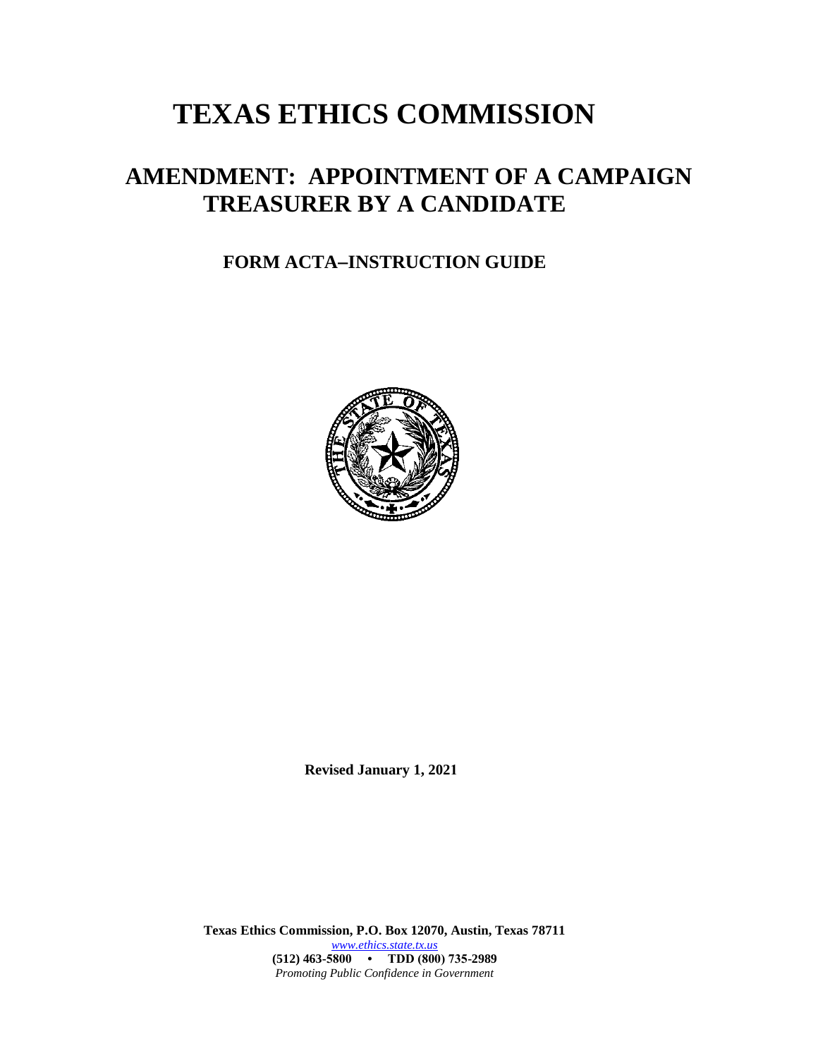# TEXAS ETHICS COMMISSION

## AMENDMENT: APPOINTMENT OF A CAMPAIGN TREASURER BY A CANDIDATE

### FORM ACTA–INSTRUCTION GUIDE

**Revised January 1, 2021**

**Texas Ethics Commission, P.O. Box 12070, Austin, Texas 78711**
www.ethics.state.tx.us
**(512) 463-5800 • TDD (800) 735-2989**
*Promoting Public Confidence in Government*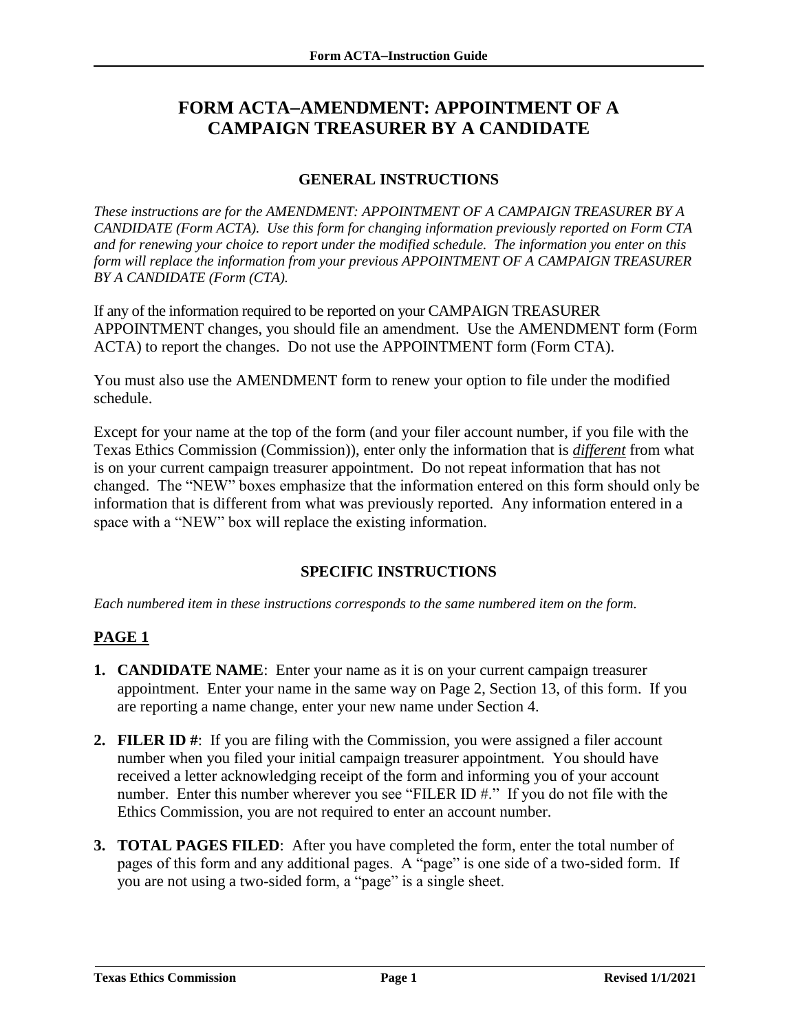# FORM ACTA–AMENDMENT: APPOINTMENT OF A CAMPAIGN TREASURER BY A CANDIDATE

## GENERAL INSTRUCTIONS

*These instructions are for the AMENDMENT: APPOINTMENT OF A CAMPAIGN TREASURER BY A CANDIDATE (Form ACTA). Use this form for changing information previously reported on Form CTA and for renewing your choice to report under the modified schedule. The information you enter on this form will replace the information from your previous APPOINTMENT OF A CAMPAIGN TREASURER BY A CANDIDATE (Form (CTA).*

If any of the information required to be reported on your CAMPAIGN TREASURER APPOINTMENT changes, you should file an amendment. Use the AMENDMENT form (Form ACTA) to report the changes. Do not use the APPOINTMENT form (Form CTA).

You must also use the AMENDMENT form to renew your option to file under the modified schedule.

Except for your name at the top of the form (and your filer account number, if you file with the Texas Ethics Commission (Commission)), enter only the information that is ***different*** from what is on your current campaign treasurer appointment. Do not repeat information that has not changed. The "NEW" boxes emphasize that the information entered on this form should only be information that is different from what was previously reported. Any information entered in a space with a "NEW" box will replace the existing information.

## SPECIFIC INSTRUCTIONS

*Each numbered item in these instructions corresponds to the same numbered item on the form.*

### PAGE 1

1. **CANDIDATE NAME**: Enter your name as it is on your current campaign treasurer appointment. Enter your name in the same way on Page 2, Section 13, of this form. If you are reporting a name change, enter your new name under Section 4.

2. **FILER ID #**: If you are filing with the Commission, you were assigned a filer account number when you filed your initial campaign treasurer appointment. You should have received a letter acknowledging receipt of the form and informing you of your account number. Enter this number wherever you see "FILER ID #." If you do not file with the Ethics Commission, you are not required to enter an account number.

3. **TOTAL PAGES FILED**: After you have completed the form, enter the total number of pages of this form and any additional pages. A "page" is one side of a two-sided form. If you are not using a two-sided form, a "page" is a single sheet.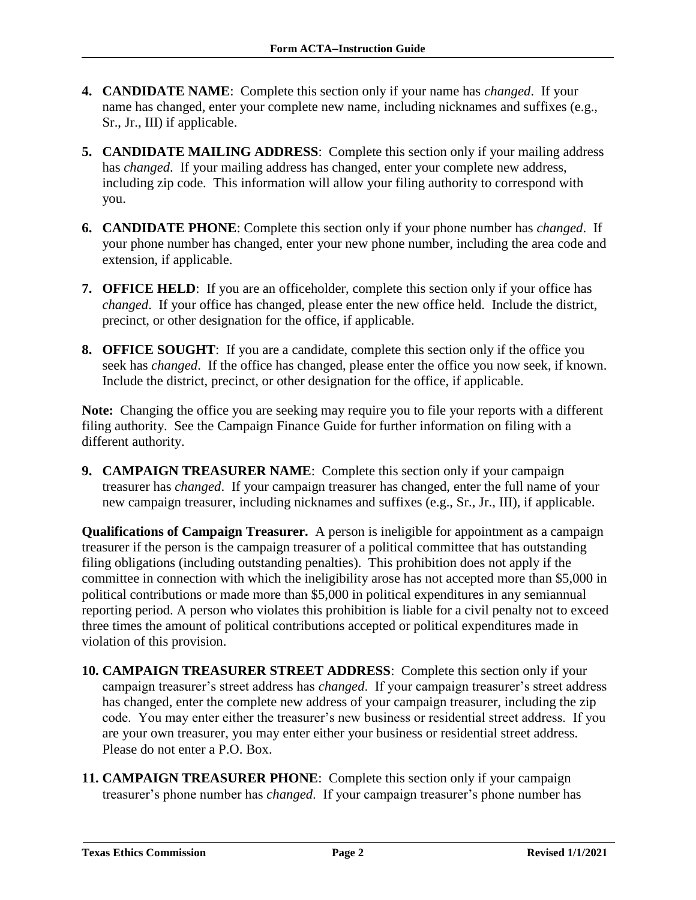4. **CANDIDATE NAME**: Complete this section only if your name has *changed*. If your name has changed, enter your complete new name, including nicknames and suffixes (e.g., Sr., Jr., III) if applicable.

5. **CANDIDATE MAILING ADDRESS**: Complete this section only if your mailing address has *changed*. If your mailing address has changed, enter your complete new address, including zip code. This information will allow your filing authority to correspond with you.

6. **CANDIDATE PHONE**: Complete this section only if your phone number has *changed*. If your phone number has changed, enter your new phone number, including the area code and extension, if applicable.

7. **OFFICE HELD**: If you are an officeholder, complete this section only if your office has *changed*. If your office has changed, please enter the new office held. Include the district, precinct, or other designation for the office, if applicable.

8. **OFFICE SOUGHT**: If you are a candidate, complete this section only if the office you seek has *changed*. If the office has changed, please enter the office you now seek, if known. Include the district, precinct, or other designation for the office, if applicable.

**Note:** Changing the office you are seeking may require you to file your reports with a different filing authority. See the Campaign Finance Guide for further information on filing with a different authority.

9. **CAMPAIGN TREASURER NAME**: Complete this section only if your campaign treasurer has *changed*. If your campaign treasurer has changed, enter the full name of your new campaign treasurer, including nicknames and suffixes (e.g., Sr., Jr., III), if applicable.

**Qualifications of Campaign Treasurer.** A person is ineligible for appointment as a campaign treasurer if the person is the campaign treasurer of a political committee that has outstanding filing obligations (including outstanding penalties). This prohibition does not apply if the committee in connection with which the ineligibility arose has not accepted more than $5,000 in political contributions or made more than $5,000 in political expenditures in any semiannual reporting period. A person who violates this prohibition is liable for a civil penalty not to exceed three times the amount of political contributions accepted or political expenditures made in violation of this provision.

10. **CAMPAIGN TREASURER STREET ADDRESS**: Complete this section only if your campaign treasurer's street address has *changed*. If your campaign treasurer's street address has changed, enter the complete new address of your campaign treasurer, including the zip code. You may enter either the treasurer's new business or residential street address. If you are your own treasurer, you may enter either your business or residential street address. Please do not enter a P.O. Box.

11. **CAMPAIGN TREASURER PHONE**: Complete this section only if your campaign treasurer's phone number has *changed*. If your campaign treasurer's phone number has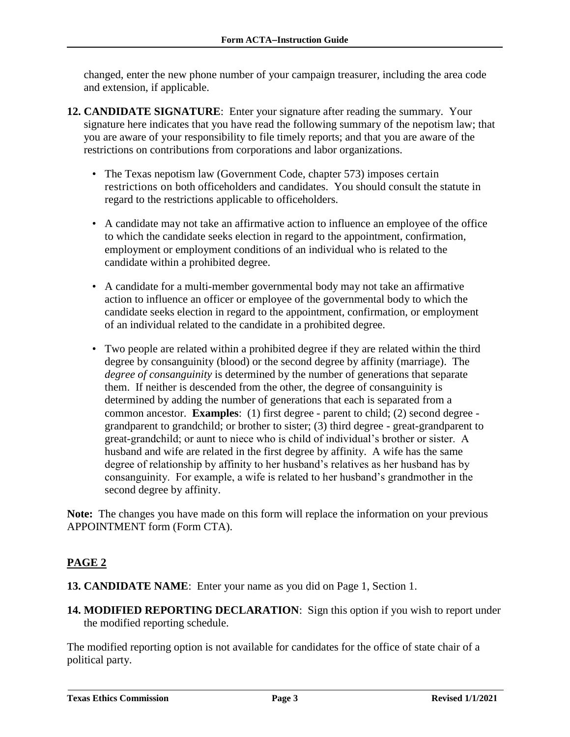changed, enter the new phone number of your campaign treasurer, including the area code and extension, if applicable.

**12. CANDIDATE SIGNATURE**: Enter your signature after reading the summary. Your signature here indicates that you have read the following summary of the nepotism law; that you are aware of your responsibility to file timely reports; and that you are aware of the restrictions on contributions from corporations and labor organizations.

- The Texas nepotism law (Government Code, chapter 573) imposes certain restrictions on both officeholders and candidates. You should consult the statute in regard to the restrictions applicable to officeholders.
- A candidate may not take an affirmative action to influence an employee of the office to which the candidate seeks election in regard to the appointment, confirmation, employment or employment conditions of an individual who is related to the candidate within a prohibited degree.
- A candidate for a multi-member governmental body may not take an affirmative action to influence an officer or employee of the governmental body to which the candidate seeks election in regard to the appointment, confirmation, or employment of an individual related to the candidate in a prohibited degree.
- Two people are related within a prohibited degree if they are related within the third degree by consanguinity (blood) or the second degree by affinity (marriage). The *degree of consanguinity* is determined by the number of generations that separate them. If neither is descended from the other, the degree of consanguinity is determined by adding the number of generations that each is separated from a common ancestor. **Examples**: (1) first degree - parent to child; (2) second degree - grandparent to grandchild; or brother to sister; (3) third degree - great-grandparent to great-grandchild; or aunt to niece who is child of individual's brother or sister. A husband and wife are related in the first degree by affinity. A wife has the same degree of relationship by affinity to her husband's relatives as her husband has by consanguinity. For example, a wife is related to her husband's grandmother in the second degree by affinity.

**Note:** The changes you have made on this form will replace the information on your previous APPOINTMENT form (Form CTA).

## PAGE 2

**13. CANDIDATE NAME**: Enter your name as you did on Page 1, Section 1.

**14. MODIFIED REPORTING DECLARATION**: Sign this option if you wish to report under the modified reporting schedule.

The modified reporting option is not available for candidates for the office of state chair of a political party.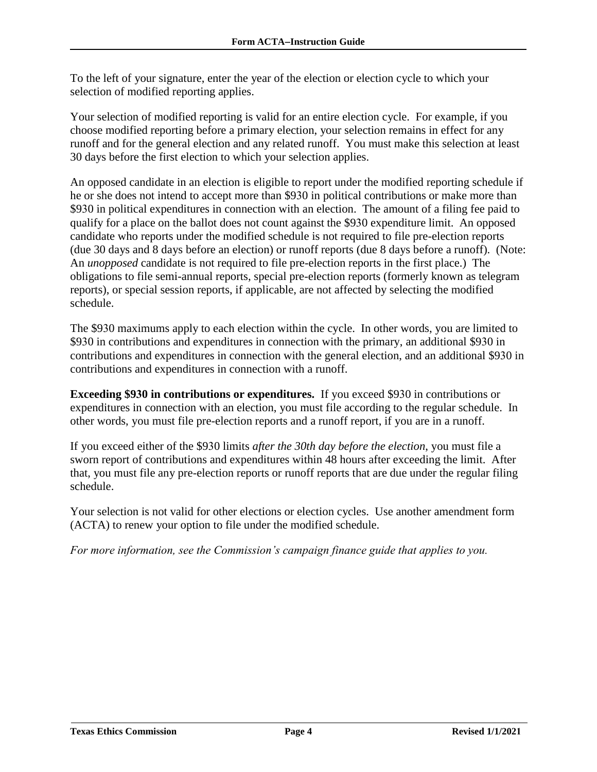To the left of your signature, enter the year of the election or election cycle to which your selection of modified reporting applies.

Your selection of modified reporting is valid for an entire election cycle. For example, if you choose modified reporting before a primary election, your selection remains in effect for any runoff and for the general election and any related runoff. You must make this selection at least 30 days before the first election to which your selection applies.

An opposed candidate in an election is eligible to report under the modified reporting schedule if he or she does not intend to accept more than $930 in political contributions or make more than $930 in political expenditures in connection with an election. The amount of a filing fee paid to qualify for a place on the ballot does not count against the $930 expenditure limit. An opposed candidate who reports under the modified schedule is not required to file pre-election reports (due 30 days and 8 days before an election) or runoff reports (due 8 days before a runoff). (Note: An *unopposed* candidate is not required to file pre-election reports in the first place.) The obligations to file semi-annual reports, special pre-election reports (formerly known as telegram reports), or special session reports, if applicable, are not affected by selecting the modified schedule.

The $930 maximums apply to each election within the cycle. In other words, you are limited to $930 in contributions and expenditures in connection with the primary, an additional $930 in contributions and expenditures in connection with the general election, and an additional $930 in contributions and expenditures in connection with a runoff.

**Exceeding $930 in contributions or expenditures.** If you exceed $930 in contributions or expenditures in connection with an election, you must file according to the regular schedule. In other words, you must file pre-election reports and a runoff report, if you are in a runoff.

If you exceed either of the $930 limits *after the 30th day before the election*, you must file a sworn report of contributions and expenditures within 48 hours after exceeding the limit. After that, you must file any pre-election reports or runoff reports that are due under the regular filing schedule.

Your selection is not valid for other elections or election cycles. Use another amendment form (ACTA) to renew your option to file under the modified schedule.

*For more information, see the Commission's campaign finance guide that applies to you.*